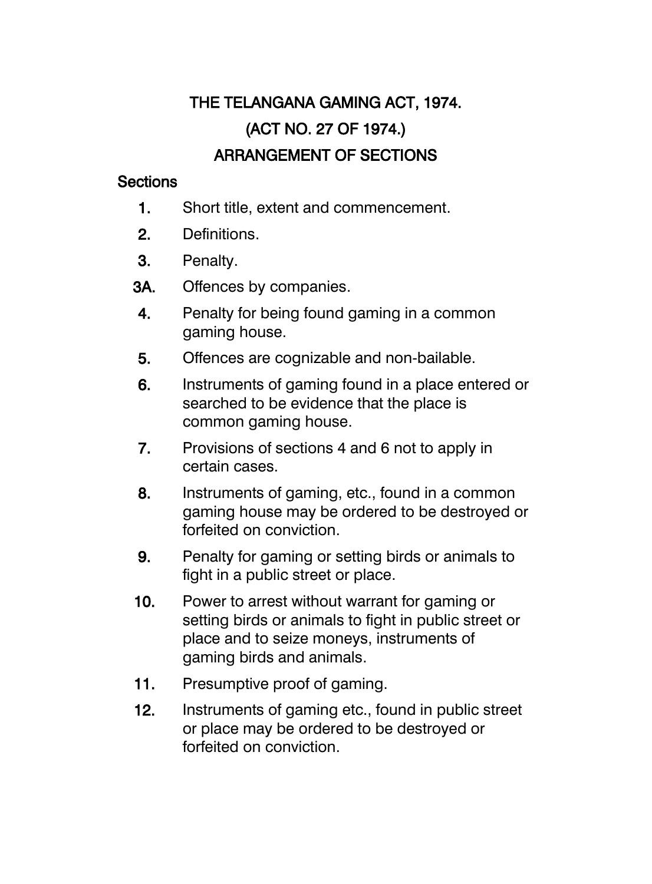# THE TELANGANA GAMING ACT, 1974.

## (ACT NO. 27 OF 1974.)

## ARRANGEMENT OF SECTIONS

**Sections**

**1.** Short title, extent and commencement.

**2.** Definitions.

**3.** Penalty.

**3A.** Offences by companies.

**4.** Penalty for being found gaming in a common gaming house.

**5.** Offences are cognizable and non-bailable.

**6.** Instruments of gaming found in a place entered or searched to be evidence that the place is common gaming house.

**7.** Provisions of sections 4 and 6 not to apply in certain cases.

**8.** Instruments of gaming, etc., found in a common gaming house may be ordered to be destroyed or forfeited on conviction.

**9.** Penalty for gaming or setting birds or animals to fight in a public street or place.

**10.** Power to arrest without warrant for gaming or setting birds or animals to fight in public street or place and to seize moneys, instruments of gaming birds and animals.

**11.** Presumptive proof of gaming.

**12.** Instruments of gaming etc., found in public street or place may be ordered to be destroyed or forfeited on conviction.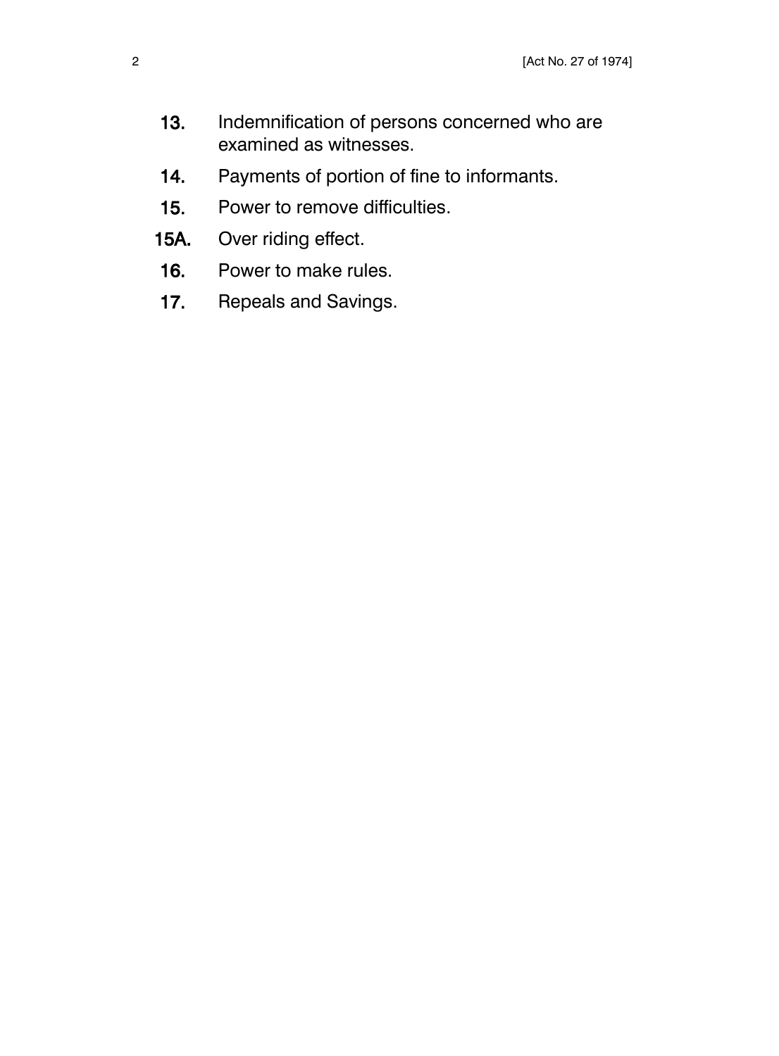**13.** Indemnification of persons concerned who are examined as witnesses.

**14.** Payments of portion of fine to informants.

**15.** Power to remove difficulties.

**15A.** Over riding effect.

**16.** Power to make rules.

**17.** Repeals and Savings.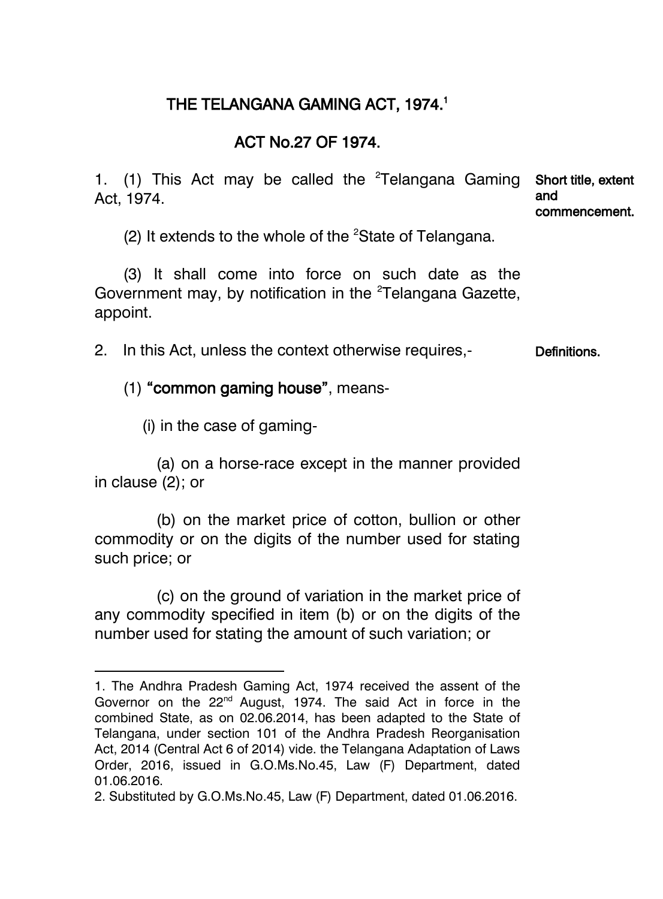# THE TELANGANA GAMING ACT, 1974.[1]

## ACT No.27 OF 1974.

**Short title, extent and commencement.**

1. (1) This Act may be called the [2]Telangana Gaming Act, 1974.

(2) It extends to the whole of the [2]State of Telangana.

(3) It shall come into force on such date as the Government may, by notification in the [2]Telangana Gazette, appoint.

**Definitions.**

2. In this Act, unless the context otherwise requires,-

(1) **"common gaming house"**, means-

(i) in the case of gaming-

(a) on a horse-race except in the manner provided in clause (2); or

(b) on the market price of cotton, bullion or other commodity or on the digits of the number used for stating such price; or

(c) on the ground of variation in the market price of any commodity specified in item (b) or on the digits of the number used for stating the amount of such variation; or

---

1. The Andhra Pradesh Gaming Act, 1974 received the assent of the Governor on the 22nd August, 1974. The said Act in force in the combined State, as on 02.06.2014, has been adapted to the State of Telangana, under section 101 of the Andhra Pradesh Reorganisation Act, 2014 (Central Act 6 of 2014) vide. the Telangana Adaptation of Laws Order, 2016, issued in G.O.Ms.No.45, Law (F) Department, dated 01.06.2016.
2. Substituted by G.O.Ms.No.45, Law (F) Department, dated 01.06.2016.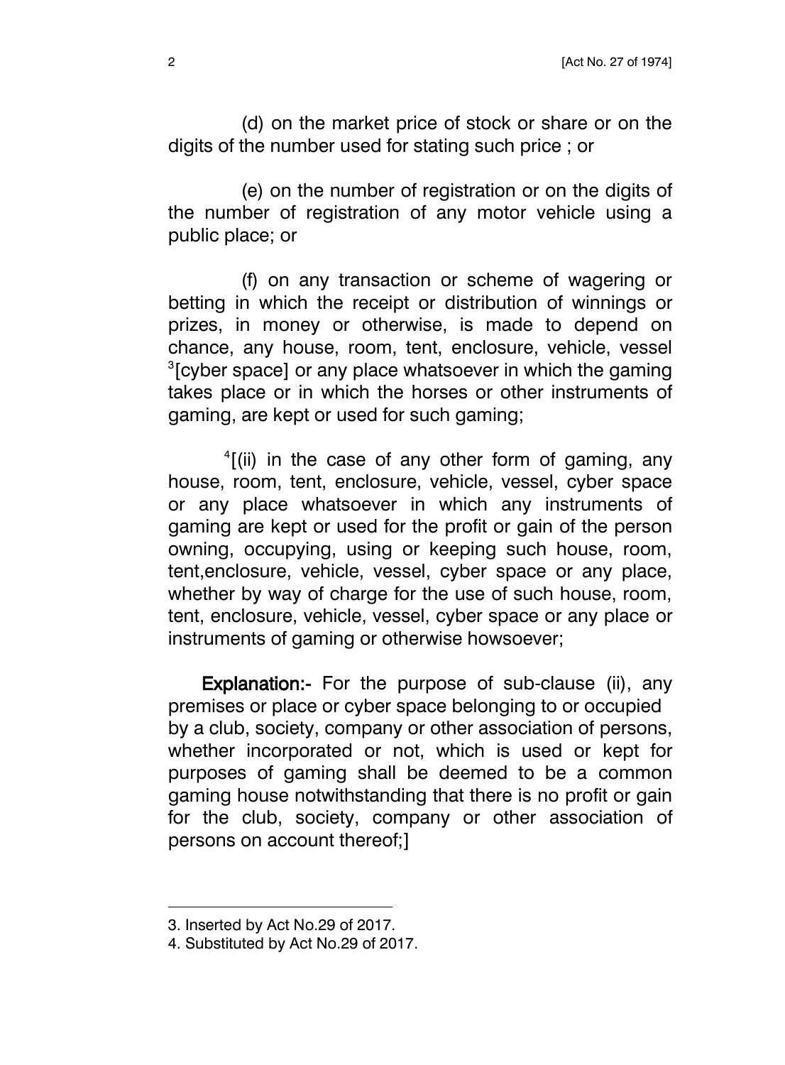(d) on the market price of stock or share or on the digits of the number used for stating such price ; or

(e) on the number of registration or on the digits of the number of registration of any motor vehicle using a public place; or

(f) on any transaction or scheme of wagering or betting in which the receipt or distribution of winnings or prizes, in money or otherwise, is made to depend on chance, any house, room, tent, enclosure, vehicle, vessel [3][cyber space] or any place whatsoever in which the gaming takes place or in which the horses or other instruments of gaming, are kept or used for such gaming;

[4][(ii) in the case of any other form of gaming, any house, room, tent, enclosure, vehicle, vessel, cyber space or any place whatsoever in which any instruments of gaming are kept or used for the profit or gain of the person owning, occupying, using or keeping such house, room, tent,enclosure, vehicle, vessel, cyber space or any place, whether by way of charge for the use of such house, room, tent, enclosure, vehicle, vessel, cyber space or any place or instruments of gaming or otherwise howsoever;

**Explanation:-** For the purpose of sub-clause (ii), any premises or place or cyber space belonging to or occupied by a club, society, company or other association of persons, whether incorporated or not, which is used or kept for purposes of gaming shall be deemed to be a common gaming house notwithstanding that there is no profit or gain for the club, society, company or other association of persons on account thereof;]

---

3. Inserted by Act No.29 of 2017.
4. Substituted by Act No.29 of 2017.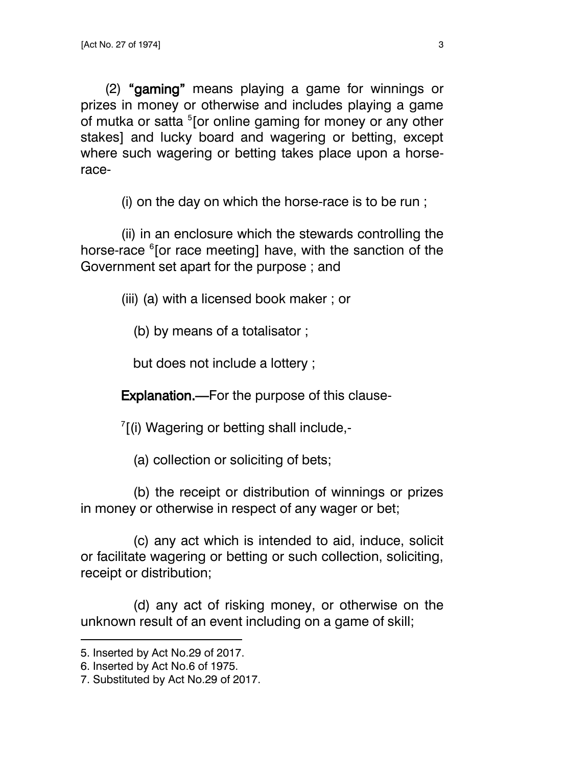(2) **"gaming"** means playing a game for winnings or prizes in money or otherwise and includes playing a game of mutka or satta [5][or online gaming for money or any other stakes] and lucky board and wagering or betting, except where such wagering or betting takes place upon a horse-race-

(i) on the day on which the horse-race is to be run ;

(ii) in an enclosure which the stewards controlling the horse-race [6][or race meeting] have, with the sanction of the Government set apart for the purpose ; and

(iii) (a) with a licensed book maker ; or

(b) by means of a totalisator ;

but does not include a lottery ;

**Explanation.**—For the purpose of this clause-

[7][(i) Wagering or betting shall include,-

(a) collection or soliciting of bets;

(b) the receipt or distribution of winnings or prizes in money or otherwise in respect of any wager or bet;

(c) any act which is intended to aid, induce, solicit or facilitate wagering or betting or such collection, soliciting, receipt or distribution;

(d) any act of risking money, or otherwise on the unknown result of an event including on a game of skill;

---

5. Inserted by Act No.29 of 2017.
6. Inserted by Act No.6 of 1975.
7. Substituted by Act No.29 of 2017.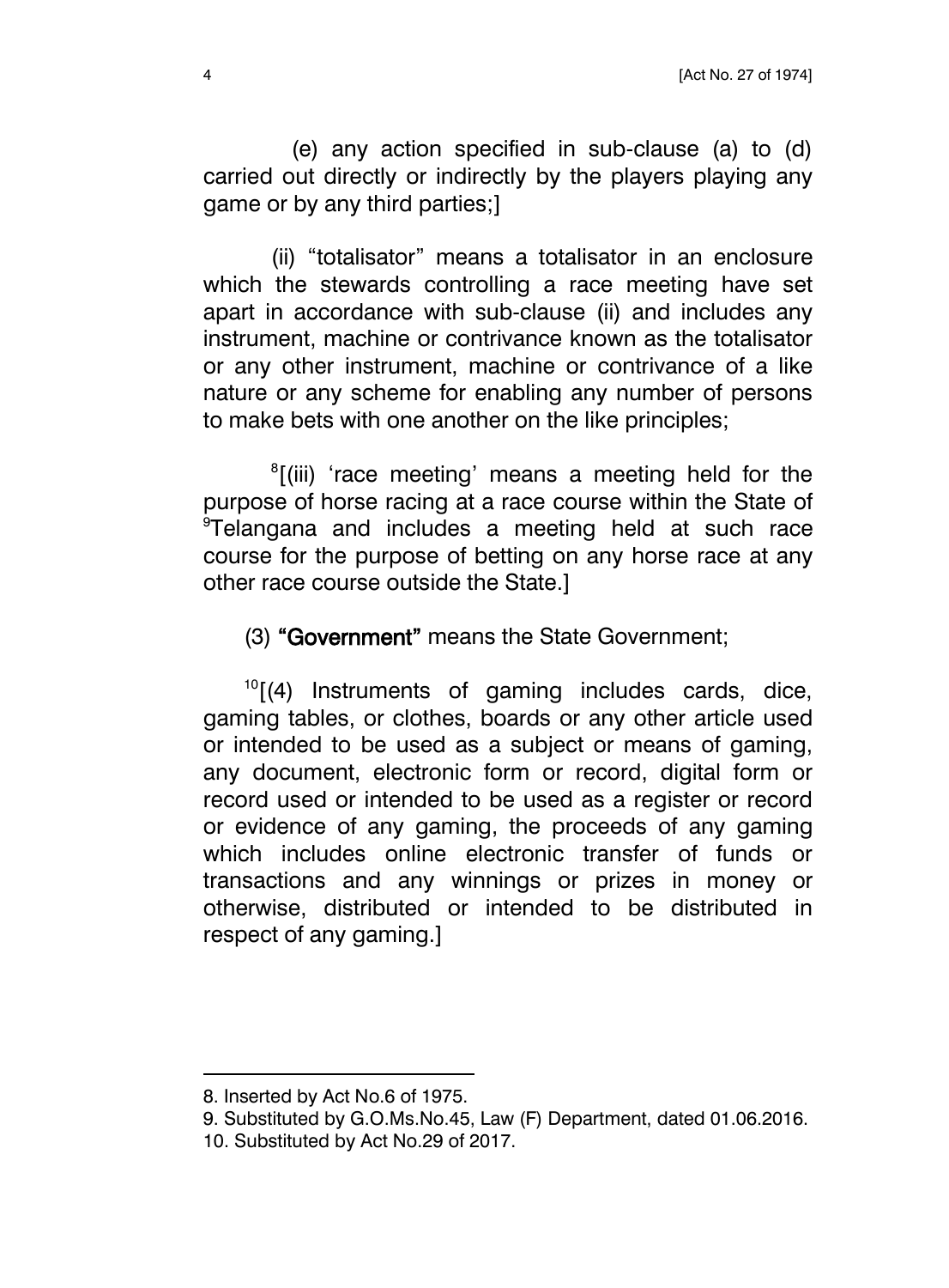(e) any action specified in sub-clause (a) to (d) carried out directly or indirectly by the players playing any game or by any third parties;]

(ii) "totalisator" means a totalisator in an enclosure which the stewards controlling a race meeting have set apart in accordance with sub-clause (ii) and includes any instrument, machine or contrivance known as the totalisator or any other instrument, machine or contrivance of a like nature or any scheme for enabling any number of persons to make bets with one another on the like principles;

[8][(iii) 'race meeting' means a meeting held for the purpose of horse racing at a race course within the State of [9]Telangana and includes a meeting held at such race course for the purpose of betting on any horse race at any other race course outside the State.]

(3) **"Government"** means the State Government;

[10][(4) Instruments of gaming includes cards, dice, gaming tables, or clothes, boards or any other article used or intended to be used as a subject or means of gaming, any document, electronic form or record, digital form or record used or intended to be used as a register or record or evidence of any gaming, the proceeds of any gaming which includes online electronic transfer of funds or transactions and any winnings or prizes in money or otherwise, distributed or intended to be distributed in respect of any gaming.]

---

8. Inserted by Act No.6 of 1975.
9. Substituted by G.O.Ms.No.45, Law (F) Department, dated 01.06.2016.
10. Substituted by Act No.29 of 2017.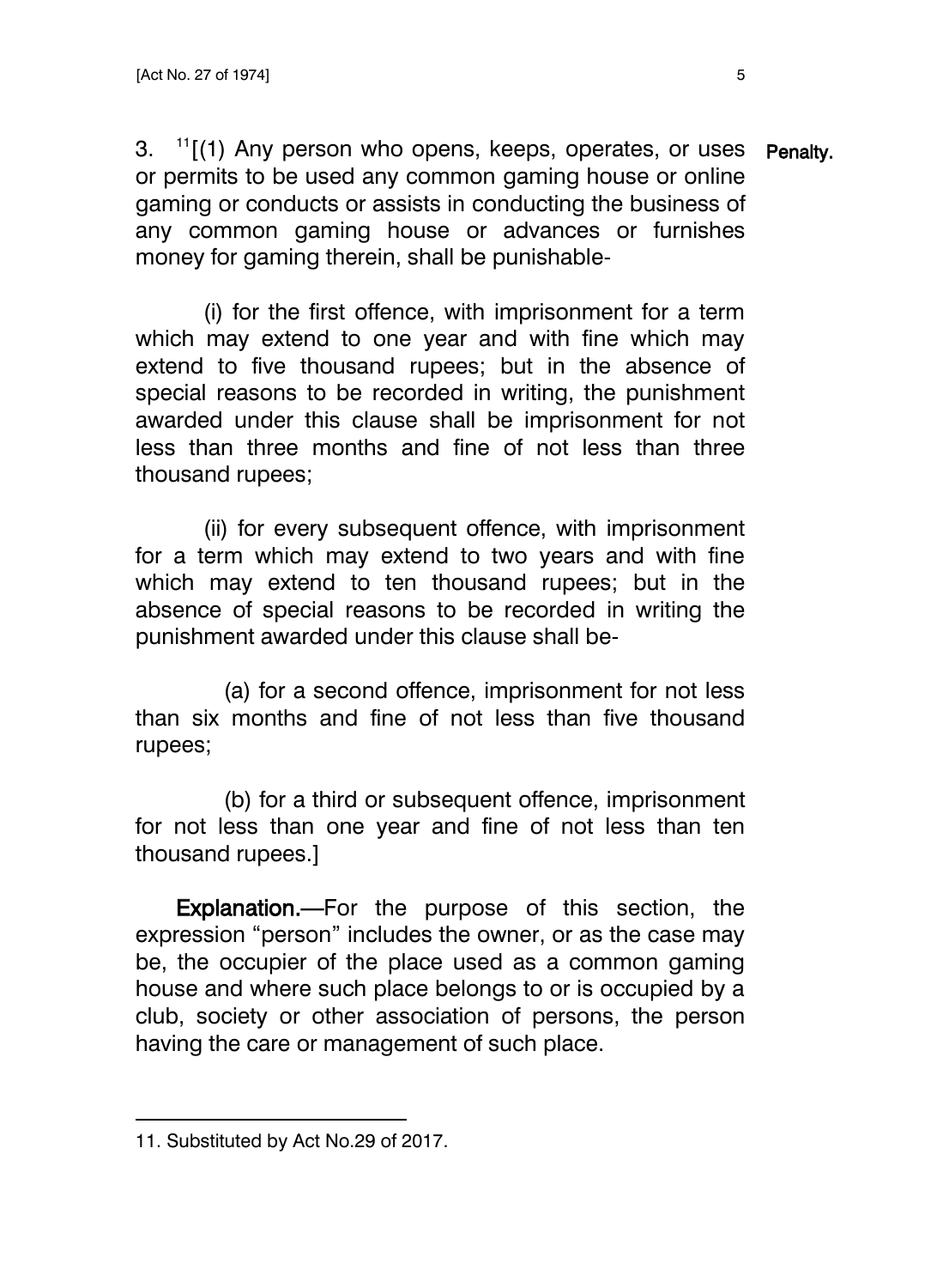3. [11][(1) Any person who opens, keeps, operates, or uses or permits to be used any common gaming house or online gaming or conducts or assists in conducting the business of any common gaming house or advances or furnishes money for gaming therein, shall be punishable-

**Penalty.**

(i) for the first offence, with imprisonment for a term which may extend to one year and with fine which may extend to five thousand rupees; but in the absence of special reasons to be recorded in writing, the punishment awarded under this clause shall be imprisonment for not less than three months and fine of not less than three thousand rupees;

(ii) for every subsequent offence, with imprisonment for a term which may extend to two years and with fine which may extend to ten thousand rupees; but in the absence of special reasons to be recorded in writing the punishment awarded under this clause shall be-

(a) for a second offence, imprisonment for not less than six months and fine of not less than five thousand rupees;

(b) for a third or subsequent offence, imprisonment for not less than one year and fine of not less than ten thousand rupees.]

**Explanation.**—For the purpose of this section, the expression "person" includes the owner, or as the case may be, the occupier of the place used as a common gaming house and where such place belongs to or is occupied by a club, society or other association of persons, the person having the care or management of such place.

---

11. Substituted by Act No.29 of 2017.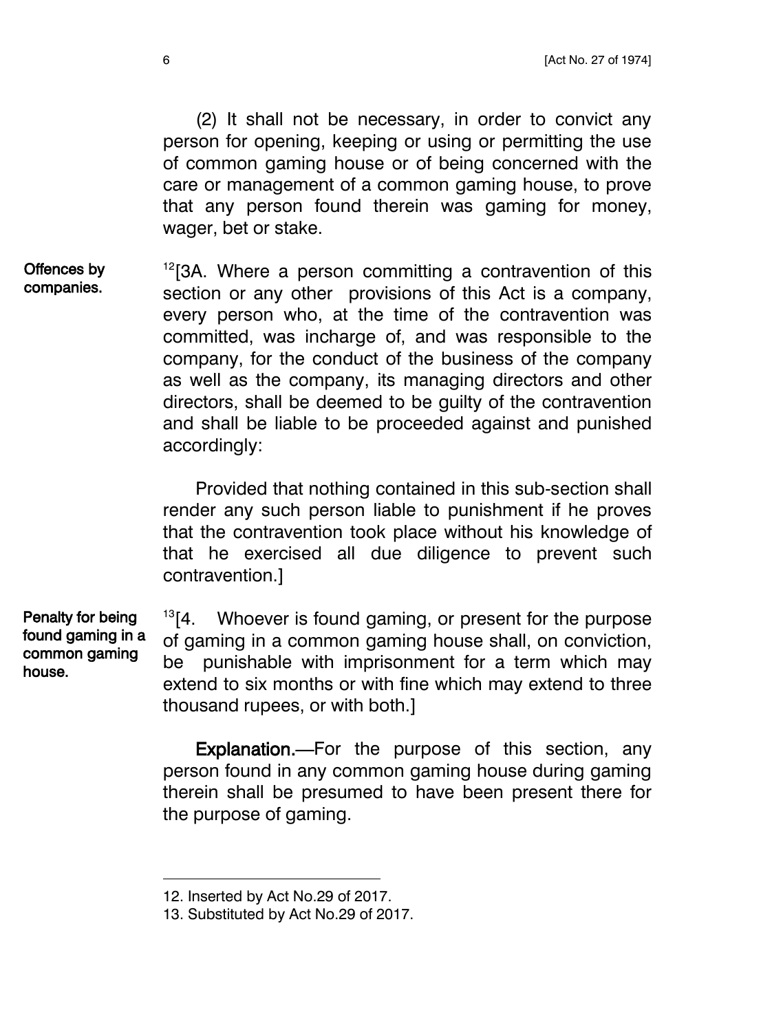(2) It shall not be necessary, in order to convict any person for opening, keeping or using or permitting the use of common gaming house or of being concerned with the care or management of a common gaming house, to prove that any person found therein was gaming for money, wager, bet or stake.

**Offences by companies.**

[12][3A. Where a person committing a contravention of this section or any other provisions of this Act is a company, every person who, at the time of the contravention was committed, was incharge of, and was responsible to the company, for the conduct of the business of the company as well as the company, its managing directors and other directors, shall be deemed to be guilty of the contravention and shall be liable to be proceeded against and punished accordingly:

Provided that nothing contained in this sub-section shall render any such person liable to punishment if he proves that the contravention took place without his knowledge of that he exercised all due diligence to prevent such contravention.]

**Penalty for being found gaming in a common gaming house.**

[13][4. Whoever is found gaming, or present for the purpose of gaming in a common gaming house shall, on conviction, be punishable with imprisonment for a term which may extend to six months or with fine which may extend to three thousand rupees, or with both.]

**Explanation.**—For the purpose of this section, any person found in any common gaming house during gaming therein shall be presumed to have been present there for the purpose of gaming.

---

12. Inserted by Act No.29 of 2017.

13. Substituted by Act No.29 of 2017.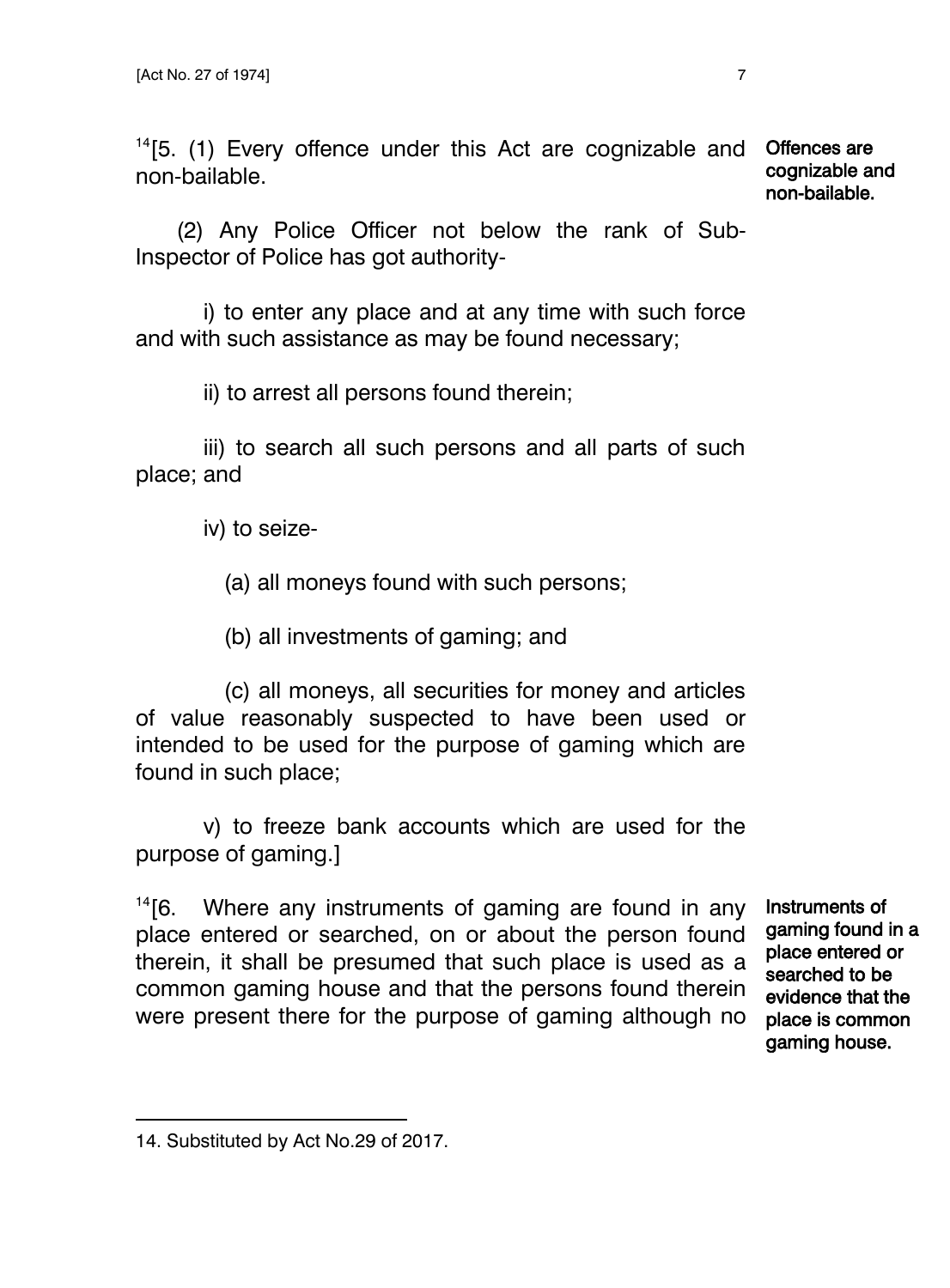[14][5. (1) Every offence under this Act are cognizable and non-bailable.

**Offences are cognizable and non-bailable.**

(2) Any Police Officer not below the rank of Sub-Inspector of Police has got authority-

i) to enter any place and at any time with such force and with such assistance as may be found necessary;

ii) to arrest all persons found therein;

iii) to search all such persons and all parts of such place; and

iv) to seize-

(a) all moneys found with such persons;

(b) all investments of gaming; and

(c) all moneys, all securities for money and articles of value reasonably suspected to have been used or intended to be used for the purpose of gaming which are found in such place;

v) to freeze bank accounts which are used for the purpose of gaming.]

**Instruments of gaming found in a place entered or searched to be evidence that the place is common gaming house.**

[14][6. Where any instruments of gaming are found in any place entered or searched, on or about the person found therein, it shall be presumed that such place is used as a common gaming house and that the persons found therein were present there for the purpose of gaming although no

---

14. Substituted by Act No.29 of 2017.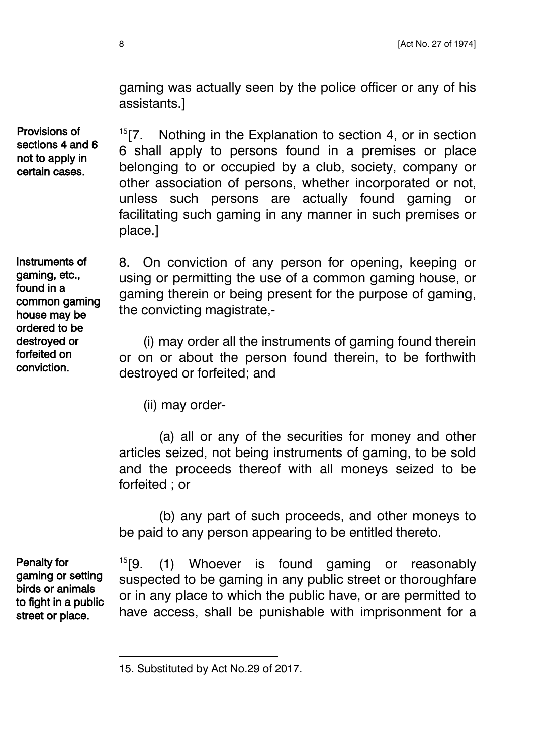gaming was actually seen by the police officer or any of his assistants.]

**Provisions of sections 4 and 6 not to apply in certain cases.**

[15][7. Nothing in the Explanation to section 4, or in section 6 shall apply to persons found in a premises or place belonging to or occupied by a club, society, company or other association of persons, whether incorporated or not, unless such persons are actually found gaming or facilitating such gaming in any manner in such premises or place.]

**Instruments of gaming, etc., found in a common gaming house may be ordered to be destroyed or forfeited on conviction.**

8. On conviction of any person for opening, keeping or using or permitting the use of a common gaming house, or gaming therein or being present for the purpose of gaming, the convicting magistrate,-

(i) may order all the instruments of gaming found therein or on or about the person found therein, to be forthwith destroyed or forfeited; and

(ii) may order-

(a) all or any of the securities for money and other articles seized, not being instruments of gaming, to be sold and the proceeds thereof with all moneys seized to be forfeited ; or

(b) any part of such proceeds, and other moneys to be paid to any person appearing to be entitled thereto.

**Penalty for gaming or setting birds or animals to fight in a public street or place.**

[15][9. (1) Whoever is found gaming or reasonably suspected to be gaming in any public street or thoroughfare or in any place to which the public have, or are permitted to have access, shall be punishable with imprisonment for a

---

15. Substituted by Act No.29 of 2017.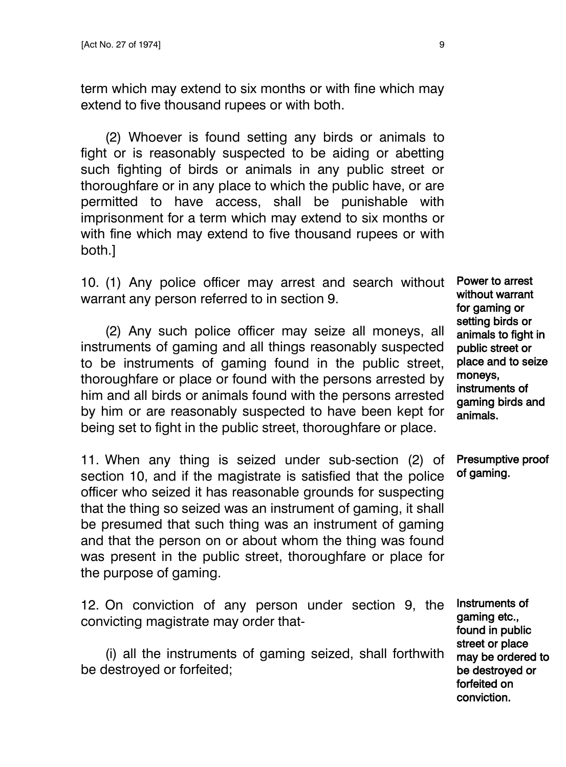term which may extend to six months or with fine which may extend to five thousand rupees or with both.

(2) Whoever is found setting any birds or animals to fight or is reasonably suspected to be aiding or abetting such fighting of birds or animals in any public street or thoroughfare or in any place to which the public have, or are permitted to have access, shall be punishable with imprisonment for a term which may extend to six months or with fine which may extend to five thousand rupees or with both.]

**Power to arrest without warrant for gaming or setting birds or animals to fight in public street or place and to seize moneys, instruments of gaming birds and animals.**

10. (1) Any police officer may arrest and search without warrant any person referred to in section 9.

(2) Any such police officer may seize all moneys, all instruments of gaming and all things reasonably suspected to be instruments of gaming found in the public street, thoroughfare or place or found with the persons arrested by him and all birds or animals found with the persons arrested by him or are reasonably suspected to have been kept for being set to fight in the public street, thoroughfare or place.

**Presumptive proof of gaming.**

11. When any thing is seized under sub-section (2) of section 10, and if the magistrate is satisfied that the police officer who seized it has reasonable grounds for suspecting that the thing so seized was an instrument of gaming, it shall be presumed that such thing was an instrument of gaming and that the person on or about whom the thing was found was present in the public street, thoroughfare or place for the purpose of gaming.

**Instruments of gaming etc., found in public street or place may be ordered to be destroyed or forfeited on conviction.**

12. On conviction of any person under section 9, the convicting magistrate may order that-

(i) all the instruments of gaming seized, shall forthwith be destroyed or forfeited;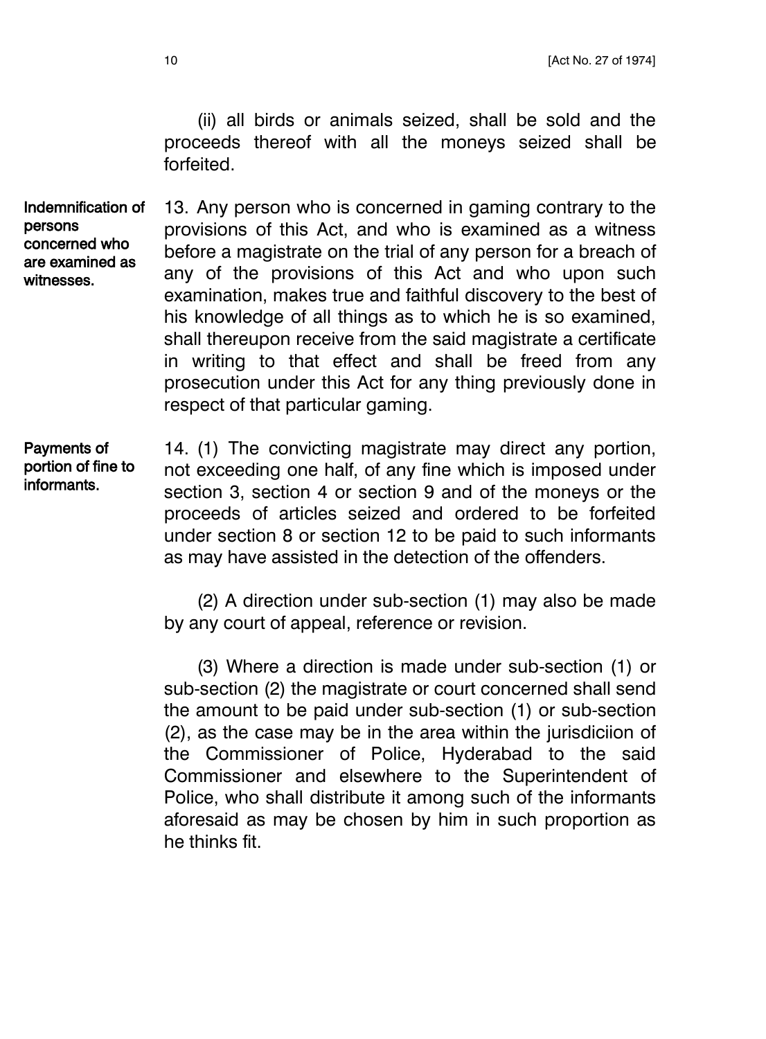(ii) all birds or animals seized, shall be sold and the proceeds thereof with all the moneys seized shall be forfeited.

**Indemnification of persons concerned who are examined as witnesses.**

13. Any person who is concerned in gaming contrary to the provisions of this Act, and who is examined as a witness before a magistrate on the trial of any person for a breach of any of the provisions of this Act and who upon such examination, makes true and faithful discovery to the best of his knowledge of all things as to which he is so examined, shall thereupon receive from the said magistrate a certificate in writing to that effect and shall be freed from any prosecution under this Act for any thing previously done in respect of that particular gaming.

**Payments of portion of fine to informants.**

14. (1) The convicting magistrate may direct any portion, not exceeding one half, of any fine which is imposed under section 3, section 4 or section 9 and of the moneys or the proceeds of articles seized and ordered to be forfeited under section 8 or section 12 to be paid to such informants as may have assisted in the detection of the offenders.

(2) A direction under sub-section (1) may also be made by any court of appeal, reference or revision.

(3) Where a direction is made under sub-section (1) or sub-section (2) the magistrate or court concerned shall send the amount to be paid under sub-section (1) or sub-section (2), as the case may be in the area within the jurisdiciion of the Commissioner of Police, Hyderabad to the said Commissioner and elsewhere to the Superintendent of Police, who shall distribute it among such of the informants aforesaid as may be chosen by him in such proportion as he thinks fit.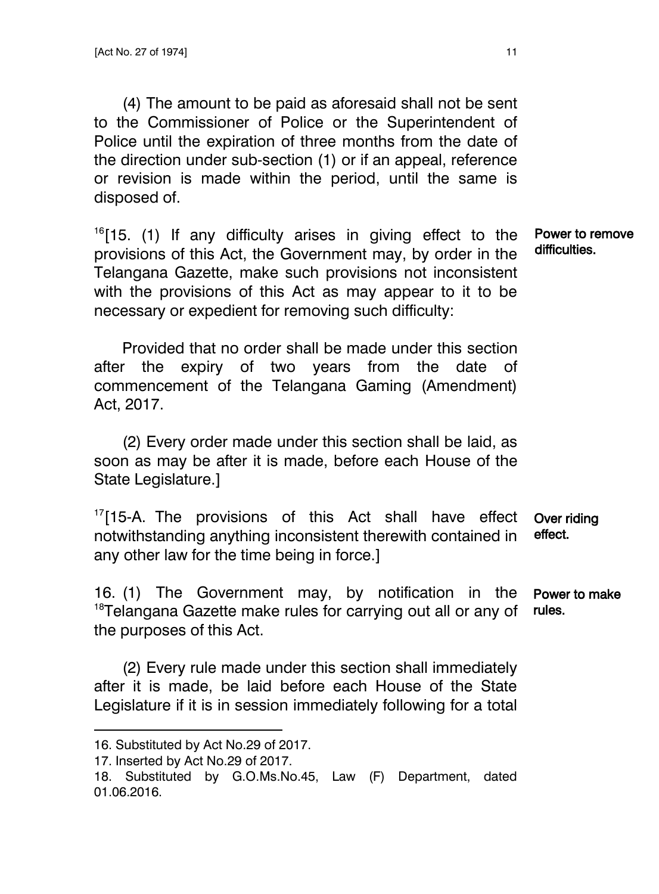(4) The amount to be paid as aforesaid shall not be sent to the Commissioner of Police or the Superintendent of Police until the expiration of three months from the date of the direction under sub-section (1) or if an appeal, reference or revision is made within the period, until the same is disposed of.

**Power to remove difficulties.**

[16][15. (1) If any difficulty arises in giving effect to the provisions of this Act, the Government may, by order in the Telangana Gazette, make such provisions not inconsistent with the provisions of this Act as may appear to it to be necessary or expedient for removing such difficulty:

Provided that no order shall be made under this section after the expiry of two years from the date of commencement of the Telangana Gaming (Amendment) Act, 2017.

(2) Every order made under this section shall be laid, as soon as may be after it is made, before each House of the State Legislature.]

**Over riding effect.**

[17][15-A. The provisions of this Act shall have effect notwithstanding anything inconsistent therewith contained in any other law for the time being in force.]

**Power to make rules.**

16. (1) The Government may, by notification in the [18]Telangana Gazette make rules for carrying out all or any of the purposes of this Act.

(2) Every rule made under this section shall immediately after it is made, be laid before each House of the State Legislature if it is in session immediately following for a total

---

16. Substituted by Act No.29 of 2017.
17. Inserted by Act No.29 of 2017.
18. Substituted by G.O.Ms.No.45, Law (F) Department, dated 01.06.2016.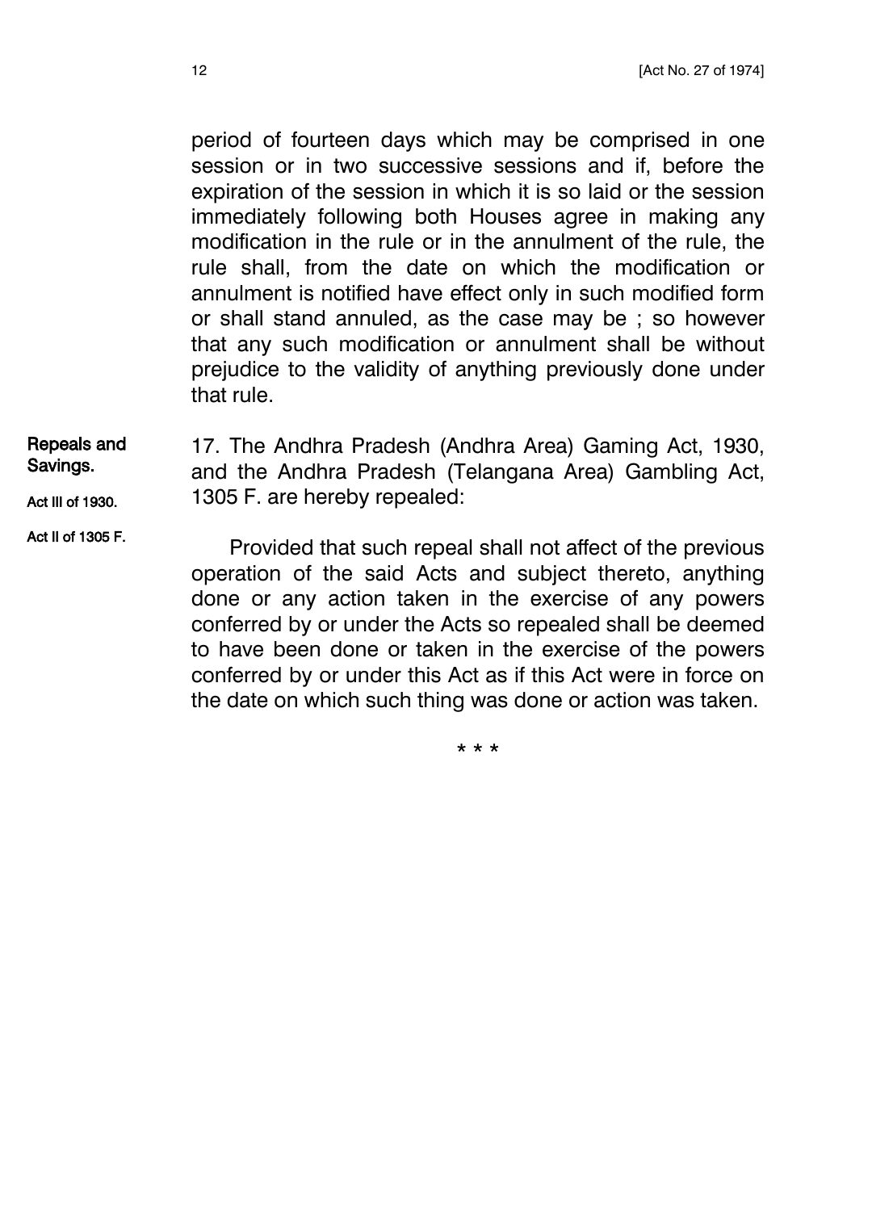period of fourteen days which may be comprised in one session or in two successive sessions and if, before the expiration of the session in which it is so laid or the session immediately following both Houses agree in making any modification in the rule or in the annulment of the rule, the rule shall, from the date on which the modification or annulment is notified have effect only in such modified form or shall stand annuled, as the case may be ; so however that any such modification or annulment shall be without prejudice to the validity of anything previously done under that rule.

**Repeals and Savings.**

Act III of 1930.

Act II of 1305 F.

17. The Andhra Pradesh (Andhra Area) Gaming Act, 1930, and the Andhra Pradesh (Telangana Area) Gambling Act, 1305 F. are hereby repealed:

Provided that such repeal shall not affect of the previous operation of the said Acts and subject thereto, anything done or any action taken in the exercise of any powers conferred by or under the Acts so repealed shall be deemed to have been done or taken in the exercise of the powers conferred by or under this Act as if this Act were in force on the date on which such thing was done or action was taken.

* * *